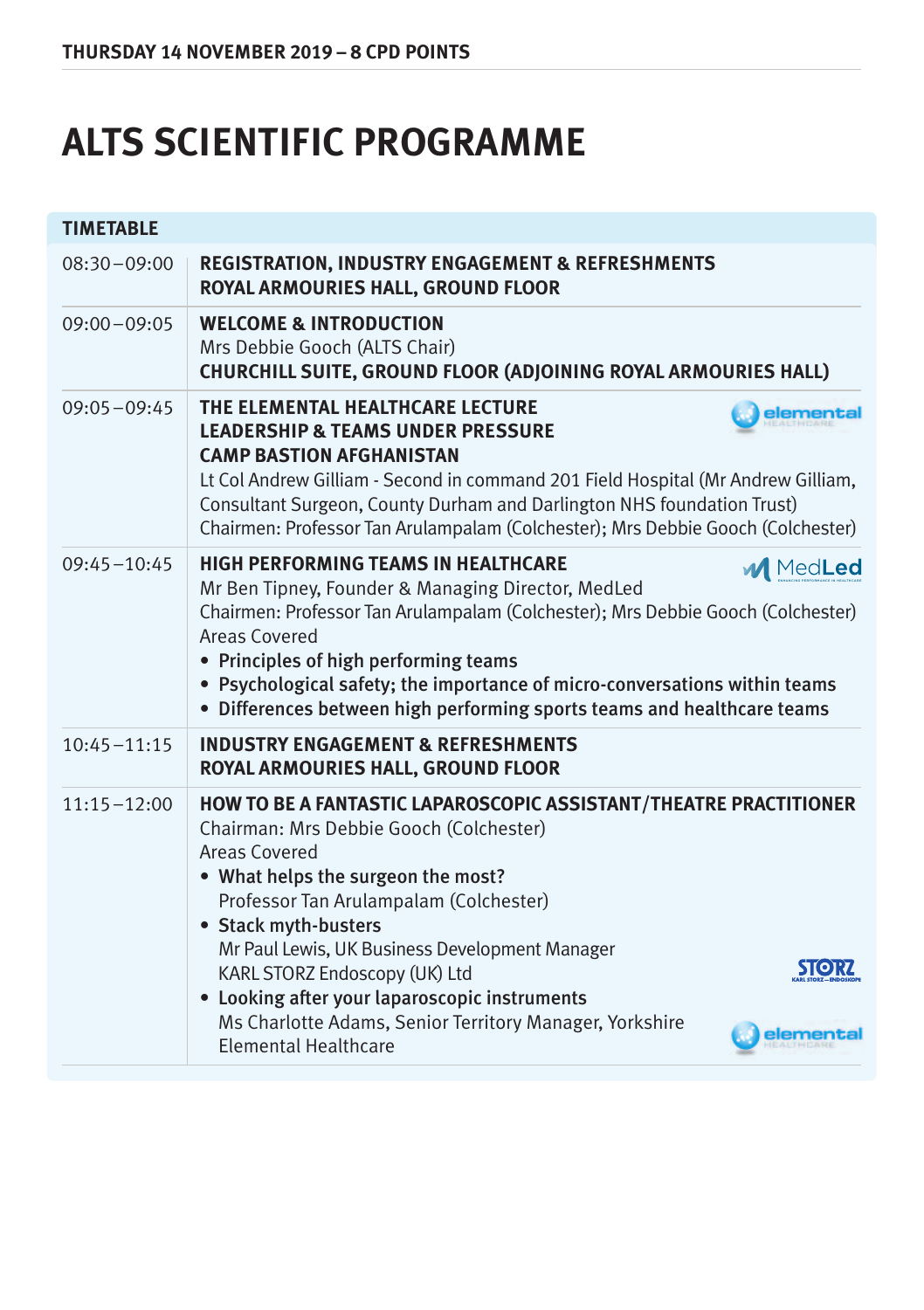THURSDAY 14 NOVEMBER 2019 – 8 CPD POINTS

# ALTS SCIENTIFIC PROGRAMME

| TIMETABLE | |
|---|---|
| 08:30 – 09:00 | **REGISTRATION, INDUSTRY ENGAGEMENT & REFRESHMENTS**<br>**ROYAL ARMOURIES HALL, GROUND FLOOR** |
| 09:00 – 09:05 | **WELCOME & INTRODUCTION**<br>Mrs Debbie Gooch (ALTS Chair)<br>**CHURCHILL SUITE, GROUND FLOOR (ADJOINING ROYAL ARMOURIES HALL)** |
| 09:05 – 09:45 | **THE ELEMENTAL HEALTHCARE LECTURE**<br>**LEADERSHIP & TEAMS UNDER PRESSURE**<br>**CAMP BASTION AFGHANISTAN**<br>Lt Col Andrew Gilliam - Second in command 201 Field Hospital (Mr Andrew Gilliam, Consultant Surgeon, County Durham and Darlington NHS foundation Trust)<br>Chairmen: Professor Tan Arulampalam (Colchester); Mrs Debbie Gooch (Colchester) |
| 09:45 – 10:45 | **HIGH PERFORMING TEAMS IN HEALTHCARE**<br>Mr Ben Tipney, Founder & Managing Director, MedLed<br>Chairmen: Professor Tan Arulampalam (Colchester); Mrs Debbie Gooch (Colchester)<br>Areas Covered<br>• **Principles of high performing teams**<br>• **Psychological safety; the importance of micro-conversations within teams**<br>• **Differences between high performing sports teams and healthcare teams** |
| 10:45 – 11:15 | **INDUSTRY ENGAGEMENT & REFRESHMENTS**<br>**ROYAL ARMOURIES HALL, GROUND FLOOR** |
| 11:15 – 12:00 | **HOW TO BE A FANTASTIC LAPAROSCOPIC ASSISTANT/THEATRE PRACTITIONER**<br>Chairman: Mrs Debbie Gooch (Colchester)<br>Areas Covered<br>• **What helps the surgeon the most?**<br>Professor Tan Arulampalam (Colchester)<br>• **Stack myth-busters**<br>Mr Paul Lewis, UK Business Development Manager<br>KARL STORZ Endoscopy (UK) Ltd<br>• **Looking after your laparoscopic instruments**<br>Ms Charlotte Adams, Senior Territory Manager, Yorkshire<br>Elemental Healthcare |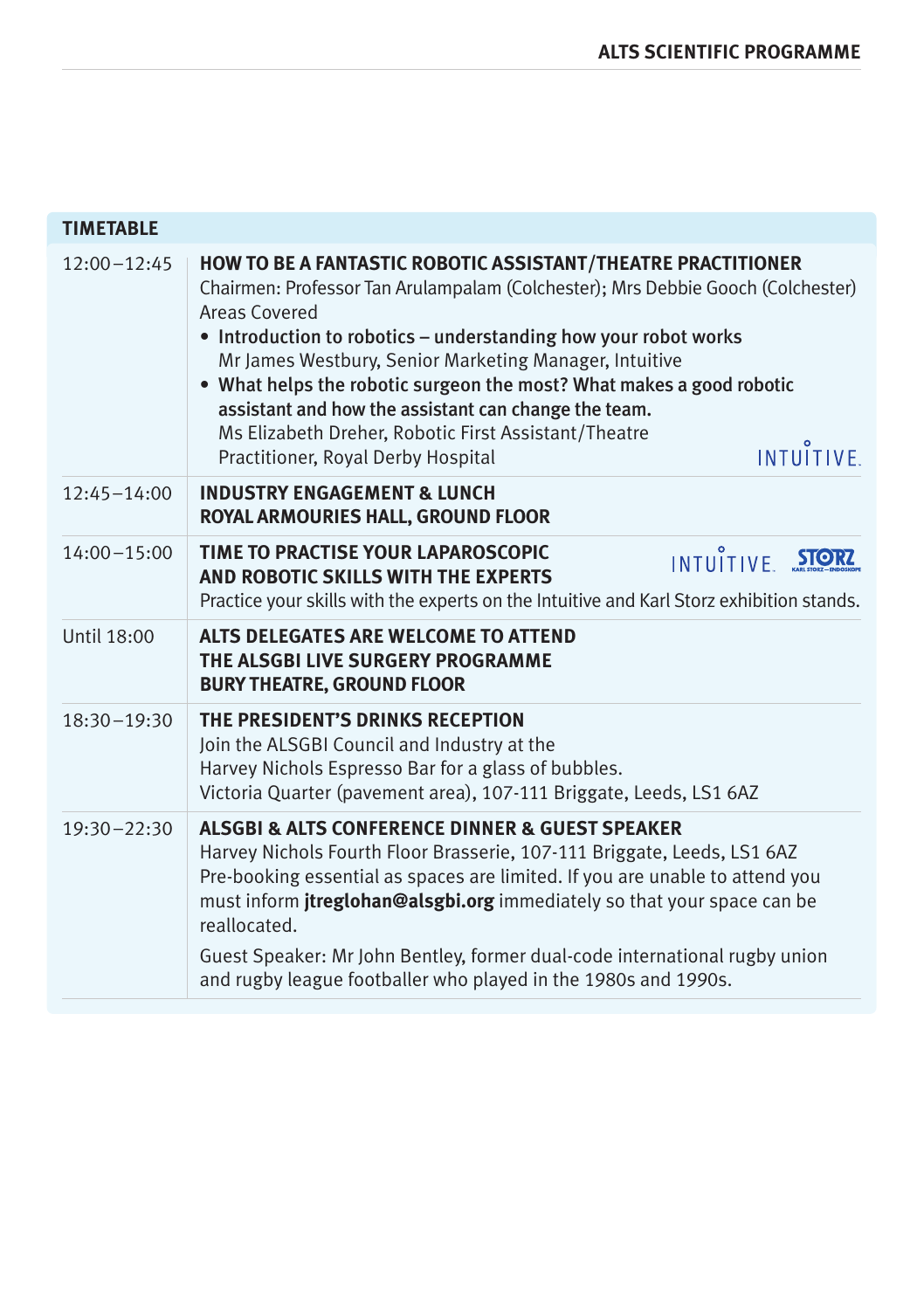| TIMETABLE | |
|---|---|
| 12:00–12:45 | **HOW TO BE A FANTASTIC ROBOTIC ASSISTANT/THEATRE PRACTITIONER**<br>Chairmen: Professor Tan Arulampalam (Colchester); Mrs Debbie Gooch (Colchester)<br>Areas Covered<br>• **Introduction to robotics – understanding how your robot works**<br>Mr James Westbury, Senior Marketing Manager, Intuitive<br>• **What helps the robotic surgeon the most? What makes a good robotic assistant and how the assistant can change the team.**<br>Ms Elizabeth Dreher, Robotic First Assistant/Theatre Practitioner, Royal Derby Hospital<br>INTUITIVE. |
| 12:45–14:00 | **INDUSTRY ENGAGEMENT & LUNCH**<br>**ROYAL ARMOURIES HALL, GROUND FLOOR** |
| 14:00–15:00 | **TIME TO PRACTISE YOUR LAPAROSCOPIC AND ROBOTIC SKILLS WITH THE EXPERTS**<br>INTUITIVE. STORZ KARL STORZ—ENDOSKOPE<br>Practice your skills with the experts on the Intuitive and Karl Storz exhibition stands. |
| Until 18:00 | **ALTS DELEGATES ARE WELCOME TO ATTEND THE ALSGBI LIVE SURGERY PROGRAMME**<br>**BURY THEATRE, GROUND FLOOR** |
| 18:30–19:30 | **THE PRESIDENT'S DRINKS RECEPTION**<br>Join the ALSGBI Council and Industry at the Harvey Nichols Espresso Bar for a glass of bubbles.<br>Victoria Quarter (pavement area), 107-111 Briggate, Leeds, LS1 6AZ |
| 19:30–22:30 | **ALSGBI & ALTS CONFERENCE DINNER & GUEST SPEAKER**<br>Harvey Nichols Fourth Floor Brasserie, 107-111 Briggate, Leeds, LS1 6AZ<br>Pre-booking essential as spaces are limited. If you are unable to attend you must inform **jtreglohan@alsgbi.org** immediately so that your space can be reallocated.<br>Guest Speaker: Mr John Bentley, former dual-code international rugby union and rugby league footballer who played in the 1980s and 1990s. |